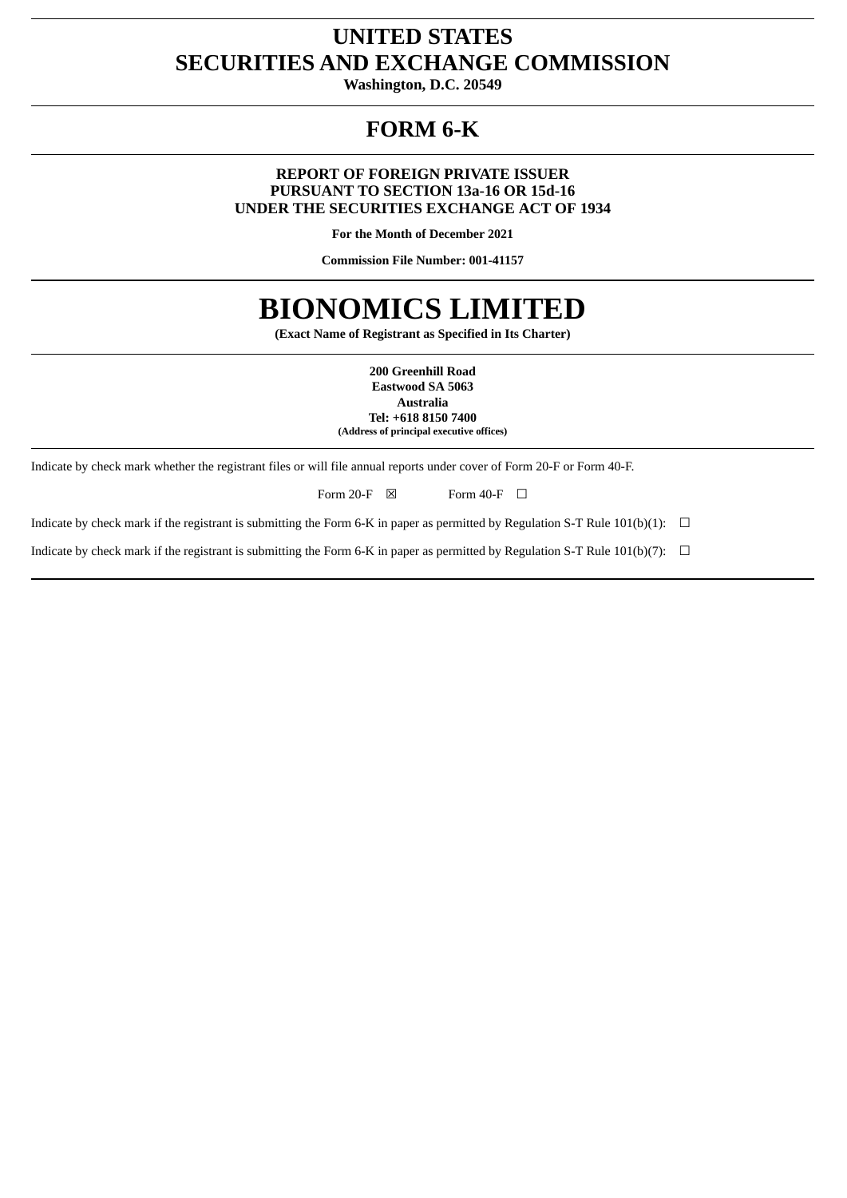# UNITED STATES
# SECURITIES AND EXCHANGE COMMISSION

**Washington, D.C. 20549**

# FORM 6-K

**REPORT OF FOREIGN PRIVATE ISSUER**
**PURSUANT TO SECTION 13a-16 OR 15d-16**
**UNDER THE SECURITIES EXCHANGE ACT OF 1934**

**For the Month of December 2021**

**Commission File Number: 001-41157**

# BIONOMICS LIMITED

**(Exact Name of Registrant as Specified in Its Charter)**

**200 Greenhill Road**
**Eastwood SA 5063**
**Australia**
**Tel: +618 8150 7400**
**(Address of principal executive offices)**

Indicate by check mark whether the registrant files or will file annual reports under cover of Form 20-F or Form 40-F.

Form 20-F ☒ Form 40-F ☐

Indicate by check mark if the registrant is submitting the Form 6-K in paper as permitted by Regulation S-T Rule 101(b)(1): ☐

Indicate by check mark if the registrant is submitting the Form 6-K in paper as permitted by Regulation S-T Rule 101(b)(7): ☐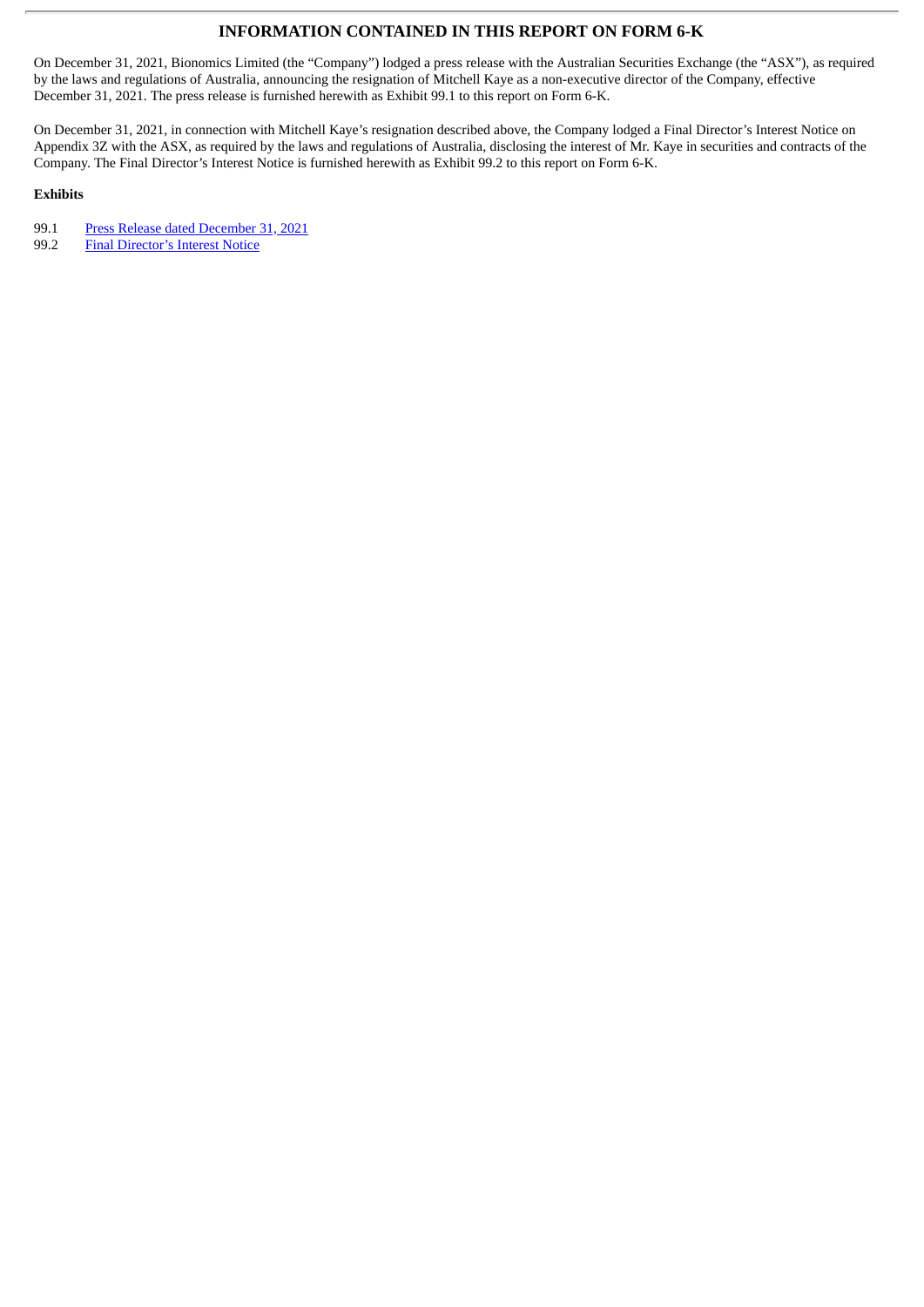## INFORMATION CONTAINED IN THIS REPORT ON FORM 6-K

On December 31, 2021, Bionomics Limited (the "Company") lodged a press release with the Australian Securities Exchange (the "ASX"), as required by the laws and regulations of Australia, announcing the resignation of Mitchell Kaye as a non-executive director of the Company, effective December 31, 2021. The press release is furnished herewith as Exhibit 99.1 to this report on Form 6-K.

On December 31, 2021, in connection with Mitchell Kaye's resignation described above, the Company lodged a Final Director's Interest Notice on Appendix 3Z with the ASX, as required by the laws and regulations of Australia, disclosing the interest of Mr. Kaye in securities and contracts of the Company. The Final Director's Interest Notice is furnished herewith as Exhibit 99.2 to this report on Form 6-K.

**Exhibits**

99.1 Press Release dated December 31, 2021
99.2 Final Director's Interest Notice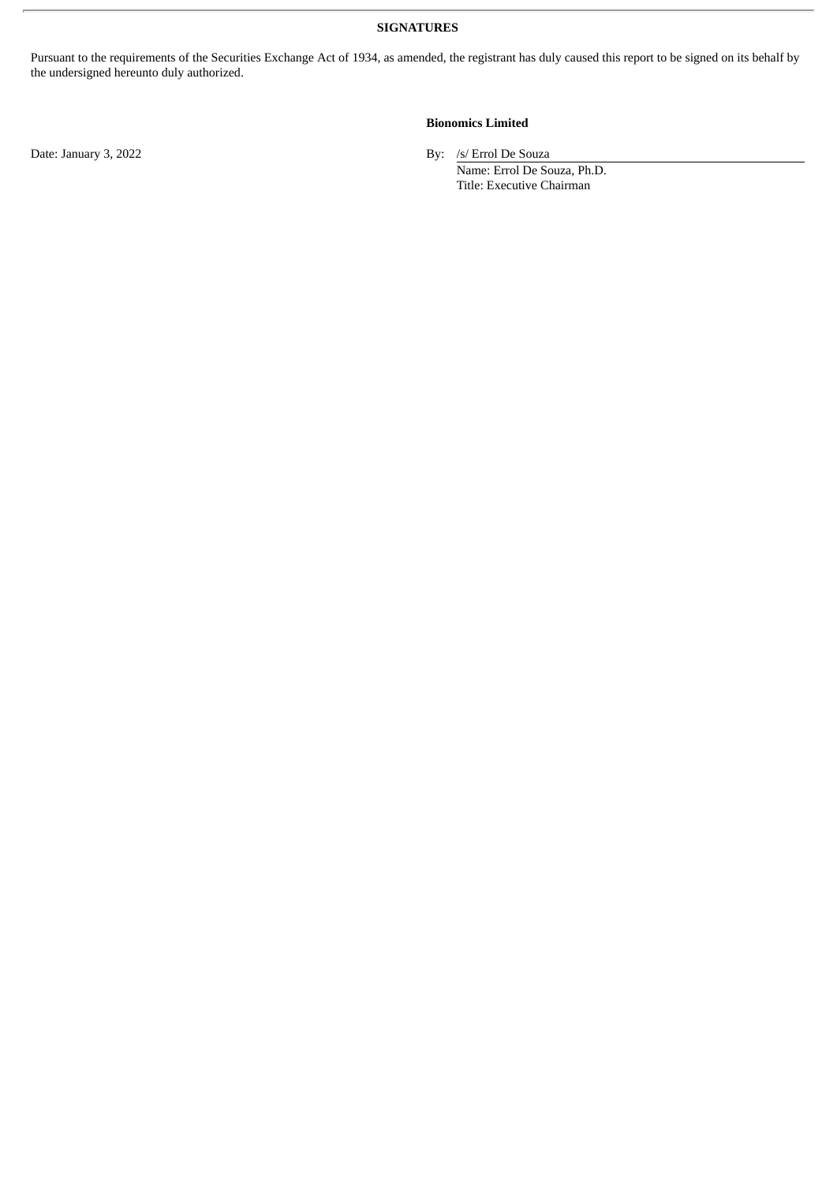**SIGNATURES**

Pursuant to the requirements of the Securities Exchange Act of 1934, as amended, the registrant has duly caused this report to be signed on its behalf by the undersigned hereunto duly authorized.

**Bionomics Limited**

Date: January 3, 2022

By: /s/ Errol De Souza
Name: Errol De Souza, Ph.D.
Title: Executive Chairman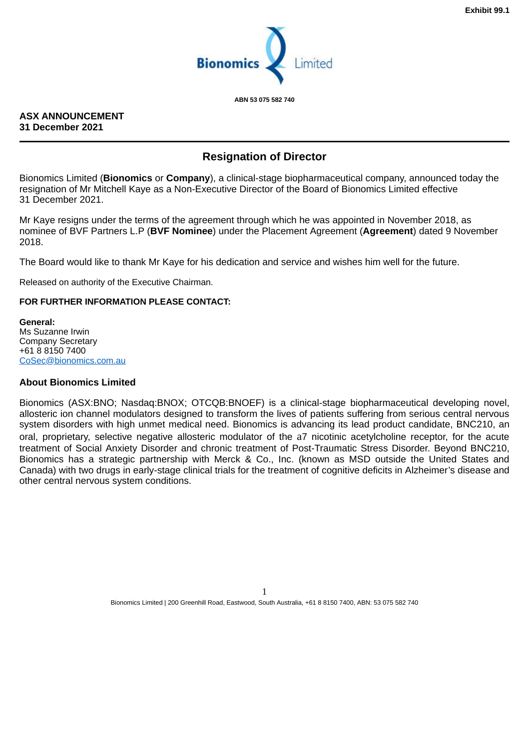Exhibit 99.1

Bionomics Limited

ABN 53 075 582 740

**ASX ANNOUNCEMENT**
**31 December 2021**

## Resignation of Director

Bionomics Limited (**Bionomics** or **Company**), a clinical-stage biopharmaceutical company, announced today the resignation of Mr Mitchell Kaye as a Non-Executive Director of the Board of Bionomics Limited effective 31 December 2021.

Mr Kaye resigns under the terms of the agreement through which he was appointed in November 2018, as nominee of BVF Partners L.P (**BVF Nominee**) under the Placement Agreement (**Agreement**) dated 9 November 2018.

The Board would like to thank Mr Kaye for his dedication and service and wishes him well for the future.

Released on authority of the Executive Chairman.

**FOR FURTHER INFORMATION PLEASE CONTACT:**

**General:**
Ms Suzanne Irwin
Company Secretary
+61 8 8150 7400
CoSec@bionomics.com.au

### About Bionomics Limited

Bionomics (ASX:BNO; Nasdaq:BNOX; OTCQB:BNOEF) is a clinical-stage biopharmaceutical developing novel, allosteric ion channel modulators designed to transform the lives of patients suffering from serious central nervous system disorders with high unmet medical need. Bionomics is advancing its lead product candidate, BNC210, an oral, proprietary, selective negative allosteric modulator of the a7 nicotinic acetylcholine receptor, for the acute treatment of Social Anxiety Disorder and chronic treatment of Post-Traumatic Stress Disorder. Beyond BNC210, Bionomics has a strategic partnership with Merck & Co., Inc. (known as MSD outside the United States and Canada) with two drugs in early-stage clinical trials for the treatment of cognitive deficits in Alzheimer's disease and other central nervous system conditions.

Bionomics Limited | 200 Greenhill Road, Eastwood, South Australia, +61 8 8150 7400, ABN: 53 075 582 740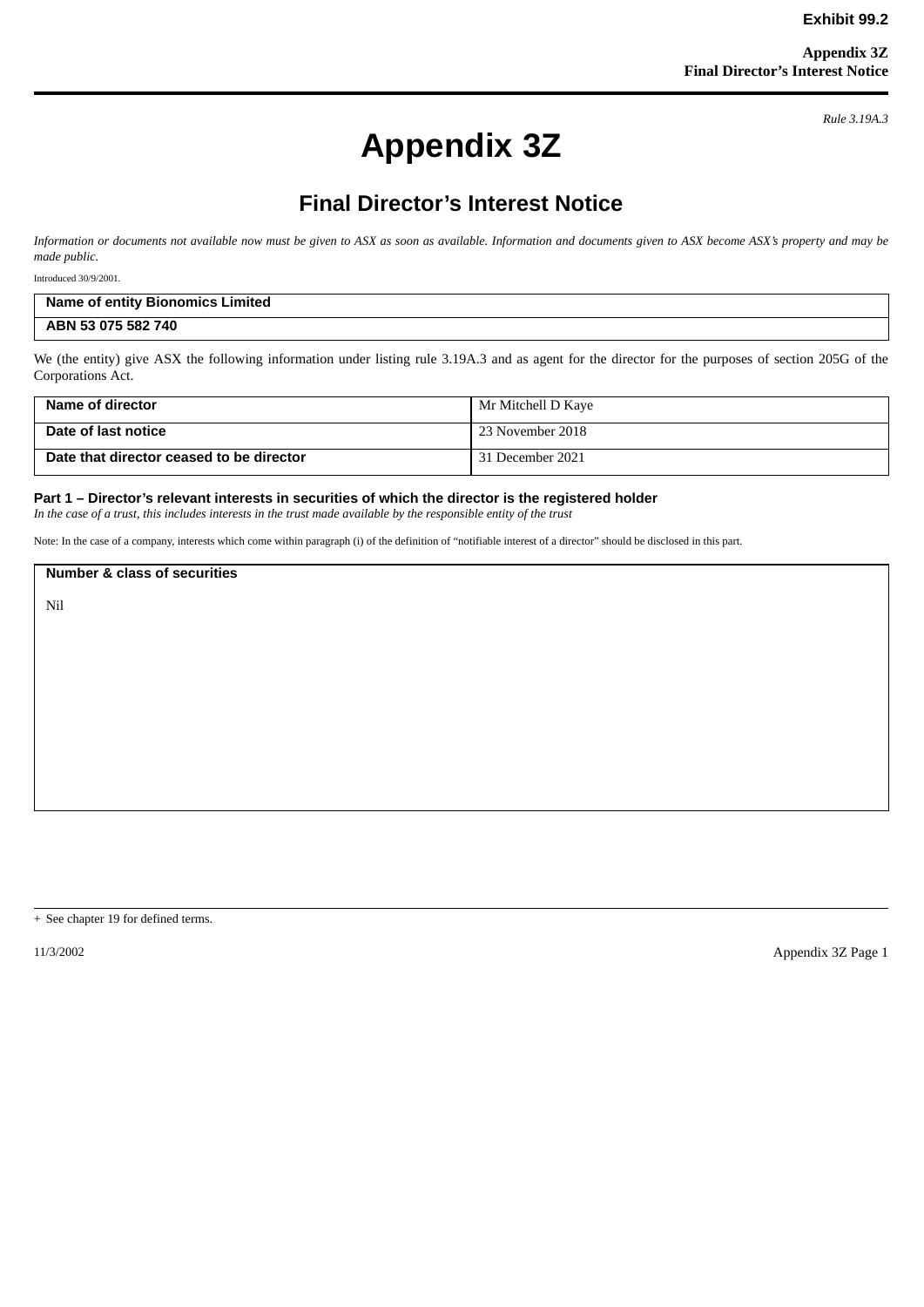**Exhibit 99.2**

*Rule 3.19A.3*

# Appendix 3Z

## Final Director's Interest Notice

*Information or documents not available now must be given to ASX as soon as available. Information and documents given to ASX become ASX's property and may be made public.*

Introduced 30/9/2001.

| **Name of entity Bionomics Limited** |
|---|
| **ABN 53 075 582 740** |

We (the entity) give ASX the following information under listing rule 3.19A.3 and as agent for the director for the purposes of section 205G of the Corporations Act.

| **Name of director** | Mr Mitchell D Kaye |
|---|---|
| **Date of last notice** | 23 November 2018 |
| **Date that director ceased to be director** | 31 December 2021 |

### Part 1 – Director's relevant interests in securities of which the director is the registered holder

*In the case of a trust, this includes interests in the trust made available by the responsible entity of the trust*

Note: In the case of a company, interests which come within paragraph (i) of the definition of "notifiable interest of a director" should be disclosed in this part.

| **Number & class of securities** |
|---|
| Nil |

+ See chapter 19 for defined terms.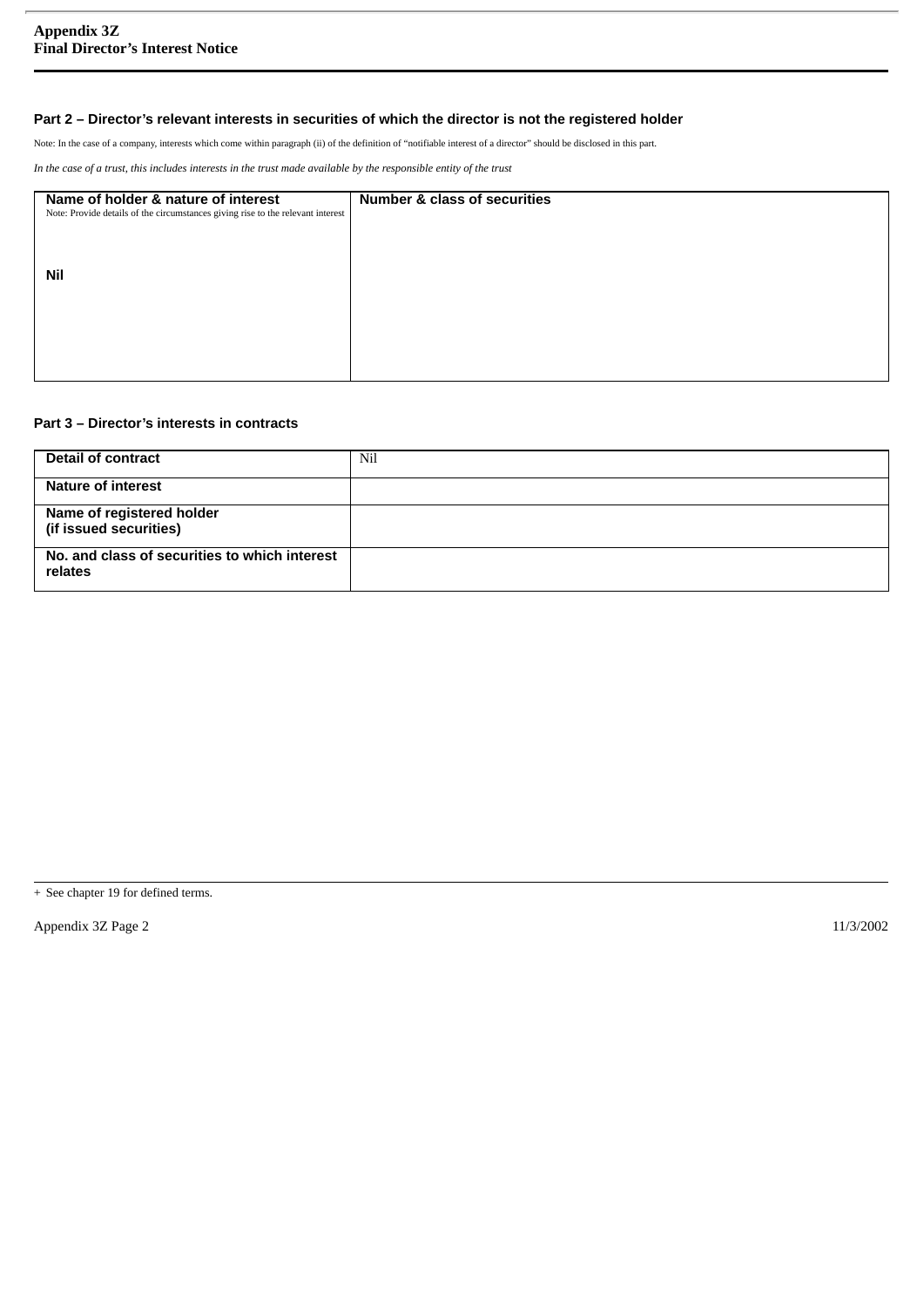## Part 2 – Director's relevant interests in securities of which the director is not the registered holder

Note: In the case of a company, interests which come within paragraph (ii) of the definition of "notifiable interest of a director" should be disclosed in this part.

*In the case of a trust, this includes interests in the trust made available by the responsible entity of the trust*

| Name of holder & nature of interest<br>Note: Provide details of the circumstances giving rise to the relevant interest | Number & class of securities |
|---|---|
| **Nil** | |

## Part 3 – Director's interests in contracts

| | |
|---|---|
| **Detail of contract** | Nil |
| **Nature of interest** | |
| **Name of registered holder (if issued securities)** | |
| **No. and class of securities to which interest relates** | |

+ See chapter 19 for defined terms.